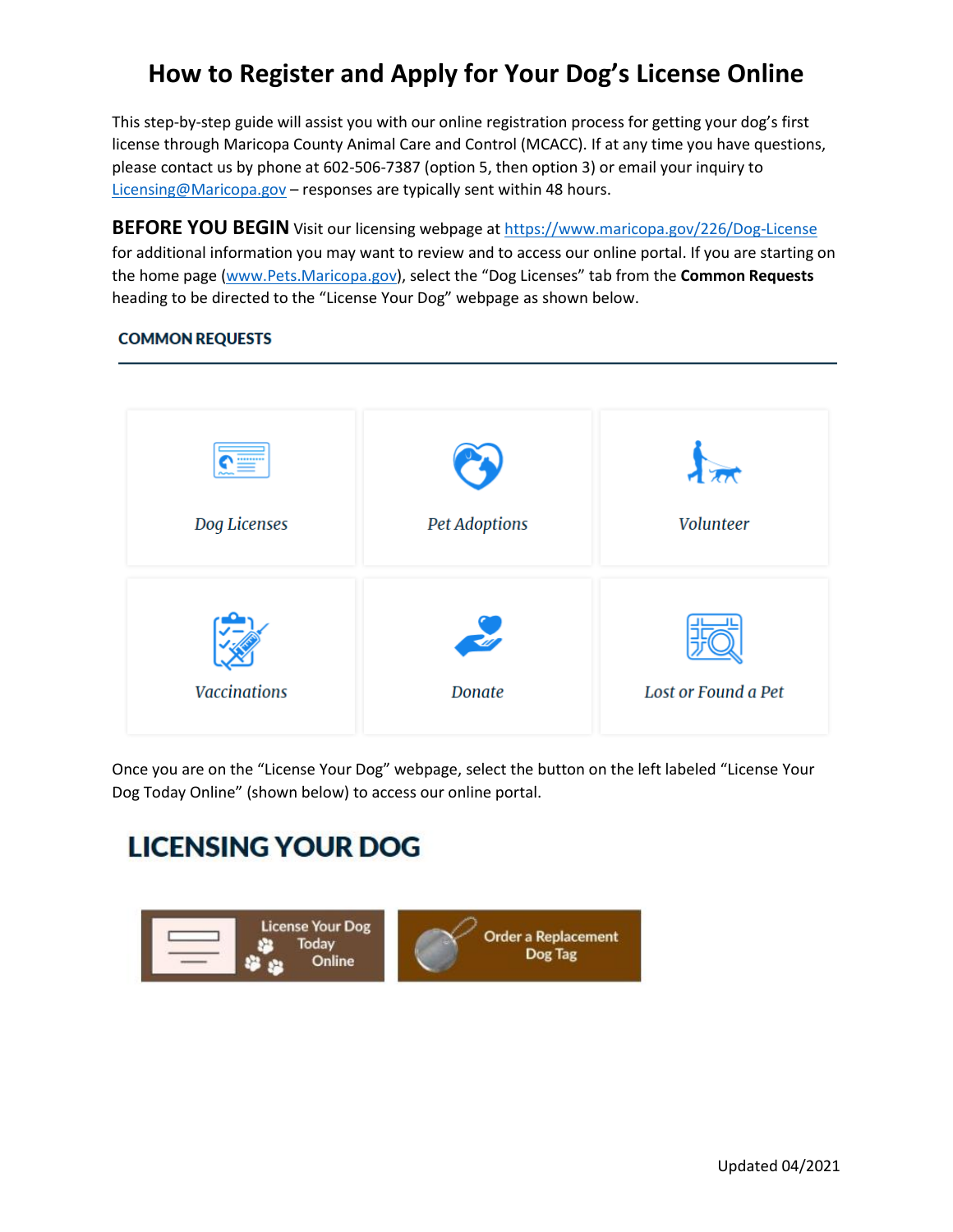# How to Register and Apply for Your Dog's License Online

This step-by-step guide will assist you with our online registration process for getting your dog's first license through Maricopa County Animal Care and Control (MCACC). If at any time you have questions, please contact us by phone at 602-506-7387 (option 5, then option 3) or email your inquiry to Licensing@Maricopa.gov – responses are typically sent within 48 hours.

**BEFORE YOU BEGIN** Visit our licensing webpage at https://www.maricopa.gov/226/Dog-License for additional information you may want to review and to access our online portal. If you are starting on the home page (www.Pets.Maricopa.gov), select the "Dog Licenses" tab from the **Common Requests** heading to be directed to the "License Your Dog" webpage as shown below.

**COMMON REQUESTS**

| | | |
|---|---|---|
| *Dog Licenses* | *Pet Adoptions* | *Volunteer* |
| *Vaccinations* | *Donate* | *Lost or Found a Pet* |

Once you are on the "License Your Dog" webpage, select the button on the left labeled "License Your Dog Today Online" (shown below) to access our online portal.

**LICENSING YOUR DOG**

License Your Dog Today Online | Order a Replacement Dog Tag

Updated 04/2021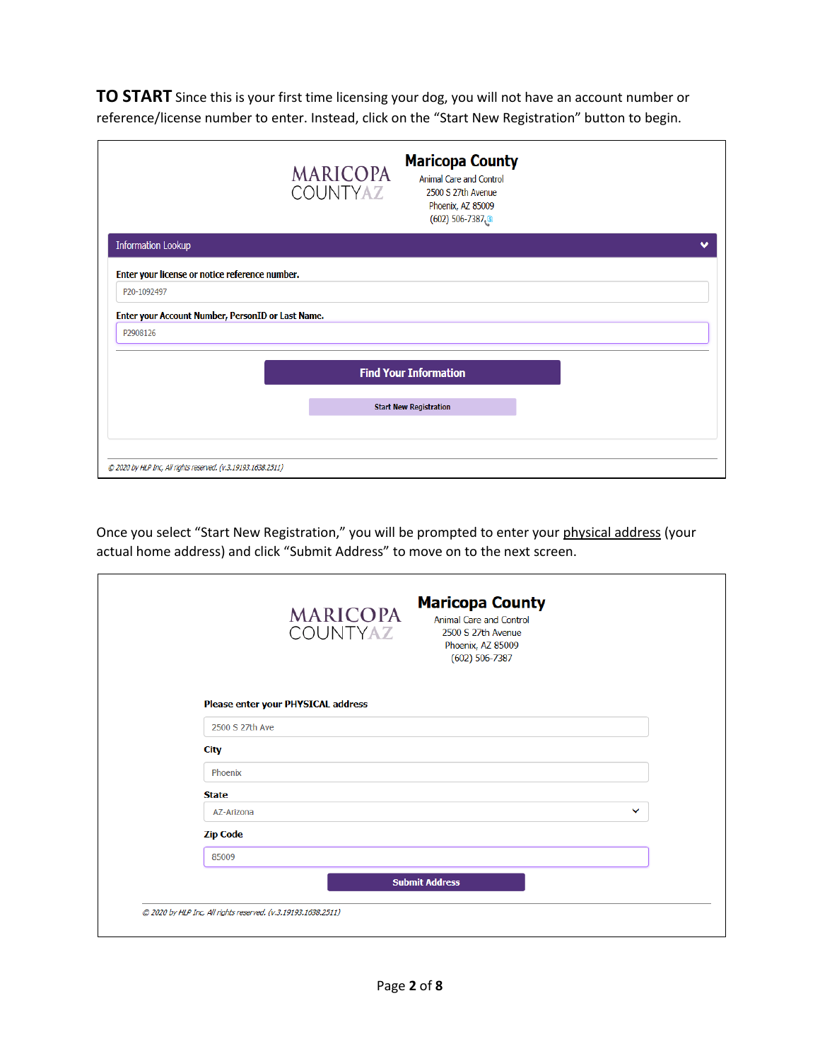**TO START** Since this is your first time licensing your dog, you will not have an account number or reference/license number to enter. Instead, click on the "Start New Registration" button to begin.

MARICOPA COUNTYAZ

**Maricopa County**
Animal Care and Control
2500 S 27th Avenue
Phoenix, AZ 85009
(602) 506-7387

Information Lookup

**Enter your license or notice reference number.**

P20-1092497

**Enter your Account Number, PersonID or Last Name.**

P2908126

**Find Your Information**

**Start New Registration**

*© 2020 by HLP Inc. All rights reserved. (v.3.19193.1638.2511)*

Once you select "Start New Registration," you will be prompted to enter your <u>physical address</u> (your actual home address) and click "Submit Address" to move on to the next screen.

MARICOPA COUNTYAZ

**Maricopa County**
Animal Care and Control
2500 S 27th Avenue
Phoenix, AZ 85009
(602) 506-7387

**Please enter your PHYSICAL address**

2500 S 27th Ave

**City**

Phoenix

**State**

AZ-Arizona

**Zip Code**

85009

**Submit Address**

*© 2020 by HLP Inc. All rights reserved. (v.3.19193.1638.2511)*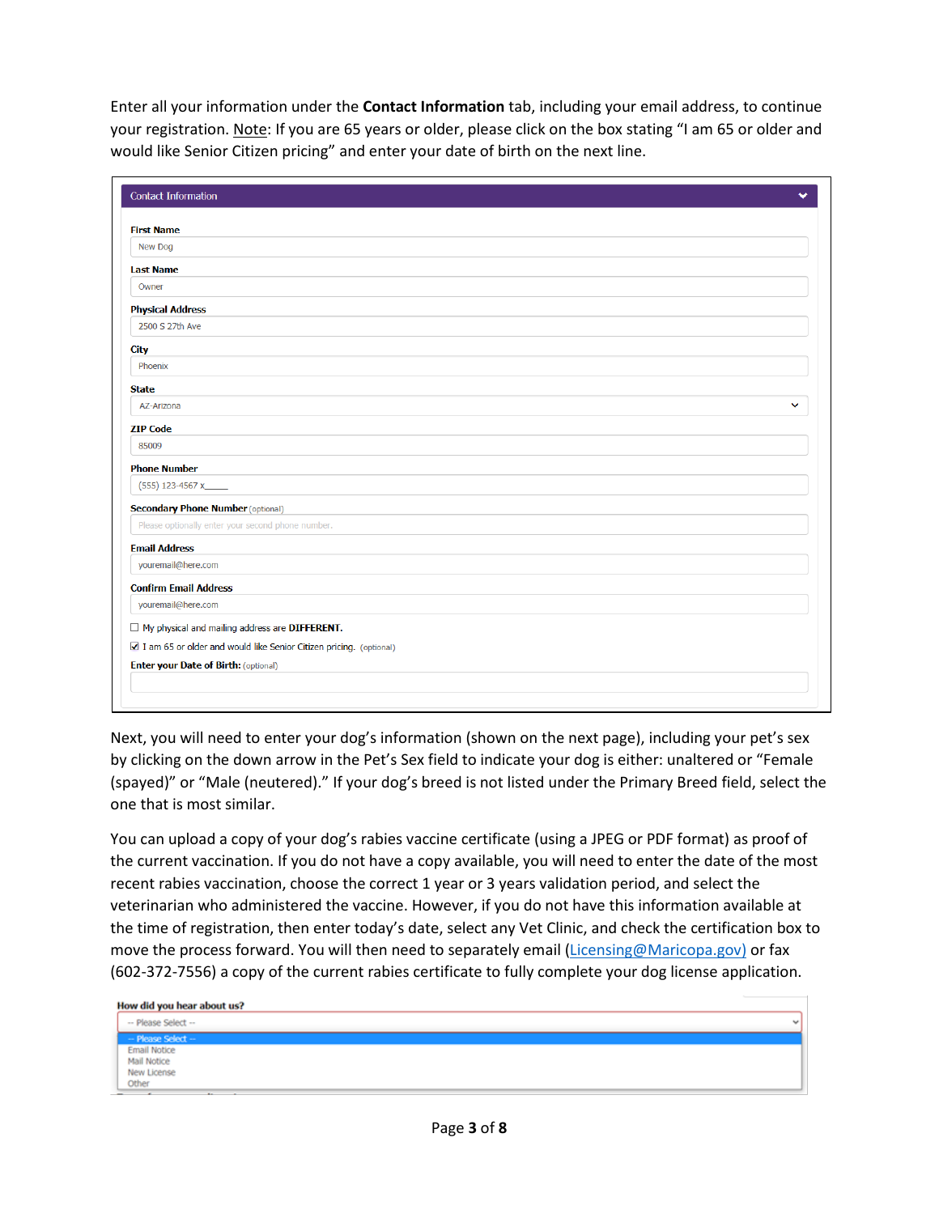Enter all your information under the **Contact Information** tab, including your email address, to continue your registration. Note: If you are 65 years or older, please click on the box stating "I am 65 or older and would like Senior Citizen pricing" and enter your date of birth on the next line.

**Contact Information**

**First Name**
New Dog

**Last Name**
Owner

**Physical Address**
2500 S 27th Ave

**City**
Phoenix

**State**
AZ-Arizona

**ZIP Code**
85009

**Phone Number**
(555) 123-4567 x_____

**Secondary Phone Number** (optional)
Please optionally enter your second phone number.

**Email Address**
youremail@here.com

**Confirm Email Address**
youremail@here.com

☐ My physical and mailing address are **DIFFERENT**.

☑ I am 65 or older and would like Senior Citizen pricing. (optional)

**Enter your Date of Birth:** (optional)

Next, you will need to enter your dog's information (shown on the next page), including your pet's sex by clicking on the down arrow in the Pet's Sex field to indicate your dog is either: unaltered or "Female (spayed)" or "Male (neutered)." If your dog's breed is not listed under the Primary Breed field, select the one that is most similar.

You can upload a copy of your dog's rabies vaccine certificate (using a JPEG or PDF format) as proof of the current vaccination. If you do not have a copy available, you will need to enter the date of the most recent rabies vaccination, choose the correct 1 year or 3 years validation period, and select the veterinarian who administered the vaccine. However, if you do not have this information available at the time of registration, then enter today's date, select any Vet Clinic, and check the certification box to move the process forward. You will then need to separately email (Licensing@Maricopa.gov) or fax (602-372-7556) a copy of the current rabies certificate to fully complete your dog license application.

**How did you hear about us?**

-- Please Select --

- -- Please Select --
- Email Notice
- Mail Notice
- New License
- Other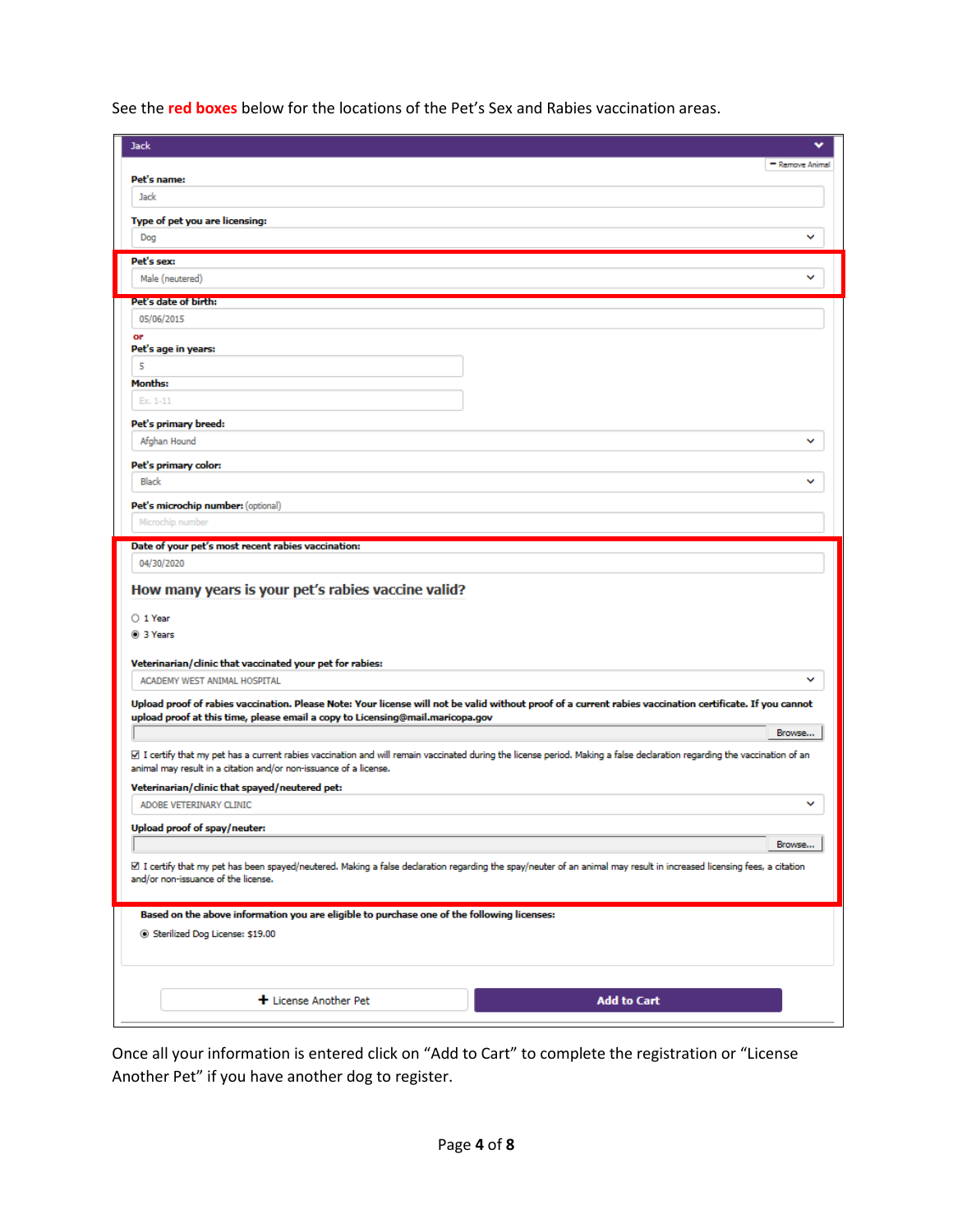See the **red boxes** below for the locations of the Pet's Sex and Rabies vaccination areas.

**Jack**

− Remove Animal

**Pet's name:**
Jack

**Type of pet you are licensing:**
Dog

**Pet's sex:**
Male (neutered)

**Pet's date of birth:**
05/06/2015

or

**Pet's age in years:**
5

**Months:**
Ex. 1-11

**Pet's primary breed:**
Afghan Hound

**Pet's primary color:**
Black

**Pet's microchip number:** (optional)
Microchip number

**Date of your pet's most recent rabies vaccination:**
04/30/2020

### How many years is your pet's rabies vaccine valid?

- ○ 1 Year
- ◉ 3 Years

**Veterinarian/clinic that vaccinated your pet for rabies:**
ACADEMY WEST ANIMAL HOSPITAL

**Upload proof of rabies vaccination. Please Note: Your license will not be valid without proof of a current rabies vaccination certificate. If you cannot upload proof at this time, please email a copy to Licensing@mail.maricopa.gov**

Browse...

☑ I certify that my pet has a current rabies vaccination and will remain vaccinated during the license period. Making a false declaration regarding the vaccination of an animal may result in a citation and/or non-issuance of a license.

**Veterinarian/clinic that spayed/neutered pet:**
ADOBE VETERINARY CLINIC

**Upload proof of spay/neuter:**

Browse...

☑ I certify that my pet has been spayed/neutered. Making a false declaration regarding the spay/neuter of an animal may result in increased licensing fees, a citation and/or non-issuance of the license.

**Based on the above information you are eligible to purchase one of the following licenses:**

◉ Sterilized Dog License: $19.00

+ License Another Pet | Add to Cart

Once all your information is entered click on "Add to Cart" to complete the registration or "License Another Pet" if you have another dog to register.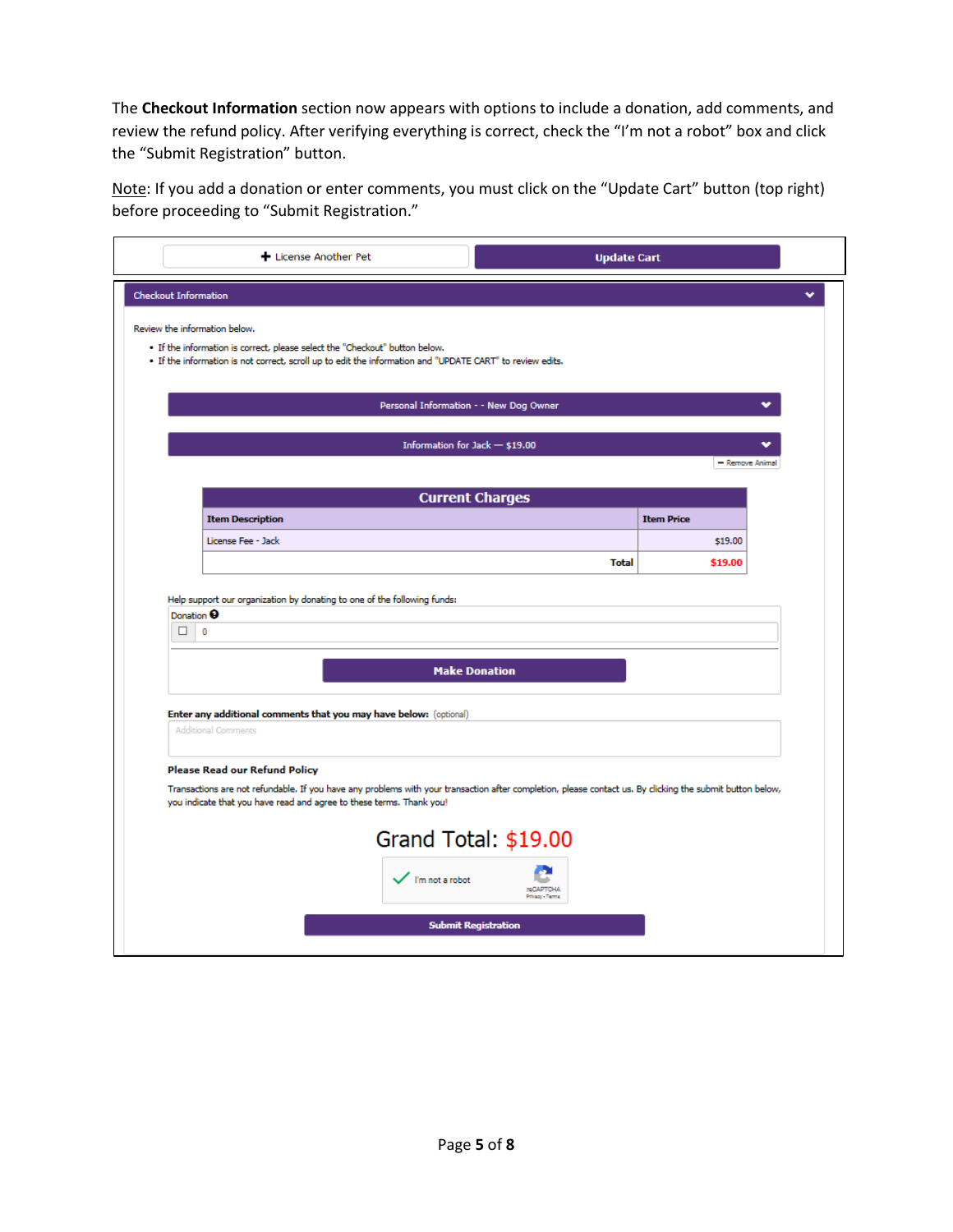The **Checkout Information** section now appears with options to include a donation, add comments, and review the refund policy. After verifying everything is correct, check the “I’m not a robot” box and click the “Submit Registration” button.

Note: If you add a donation or enter comments, you must click on the “Update Cart” button (top right) before proceeding to “Submit Registration.”

+ License Another Pet | Update Cart

**Checkout Information**

Review the information below.

- If the information is correct, please select the "Checkout" button below.
- If the information is not correct, scroll up to edit the information and "UPDATE CART" to review edits.

Personal Information - - New Dog Owner

Information for Jack — $19.00

− Remove Animal

**Current Charges**

| Item Description | Item Price |
| --- | --- |
| License Fee - Jack | $19.00 |
| Total | $19.00 |

Help support our organization by donating to one of the following funds:

Donation

☐ 0

Make Donation

**Enter any additional comments that you may have below:** (optional)

Additional Comments

**Please Read our Refund Policy**

Transactions are not refundable. If you have any problems with your transaction after completion, please contact us. By clicking the submit button below, you indicate that you have read and agree to these terms. Thank you!

Grand Total: $19.00

I'm not a robot

reCAPTCHA
Privacy - Terms

Submit Registration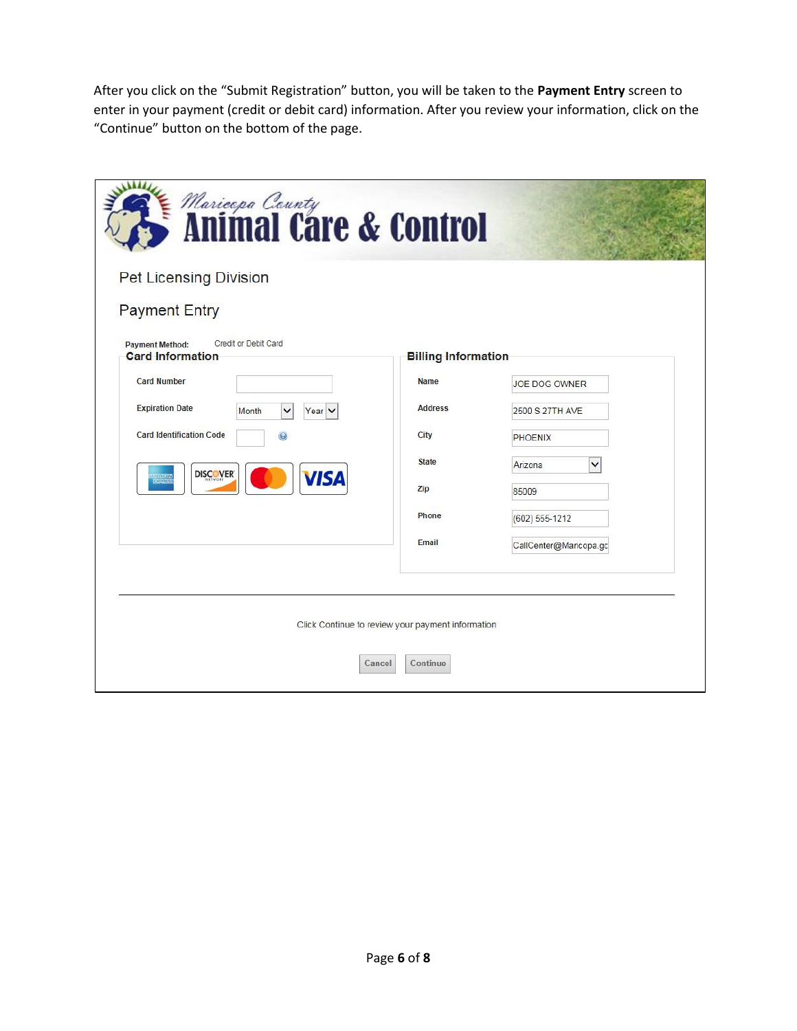After you click on the "Submit Registration" button, you will be taken to the **Payment Entry** screen to enter in your payment (credit or debit card) information. After you review your information, click on the "Continue" button on the bottom of the page.

Maricopa County
Animal Care & Control

Pet Licensing Division

Payment Entry

Payment Method: Credit or Debit Card

**Card Information**

| Field | Value |
| --- | --- |
| Card Number | |
| Expiration Date | Month / Year |
| Card Identification Code | |

**Billing Information**

| Field | Value |
| --- | --- |
| Name | JOE DOG OWNER |
| Address | 2500 S 27TH AVE |
| City | PHOENIX |
| State | Arizona |
| Zip | 85009 |
| Phone | (602) 555-1212 |
| Email | CallCenter@Maricopa.gc |

Click Continue to review your payment information

Cancel | Continue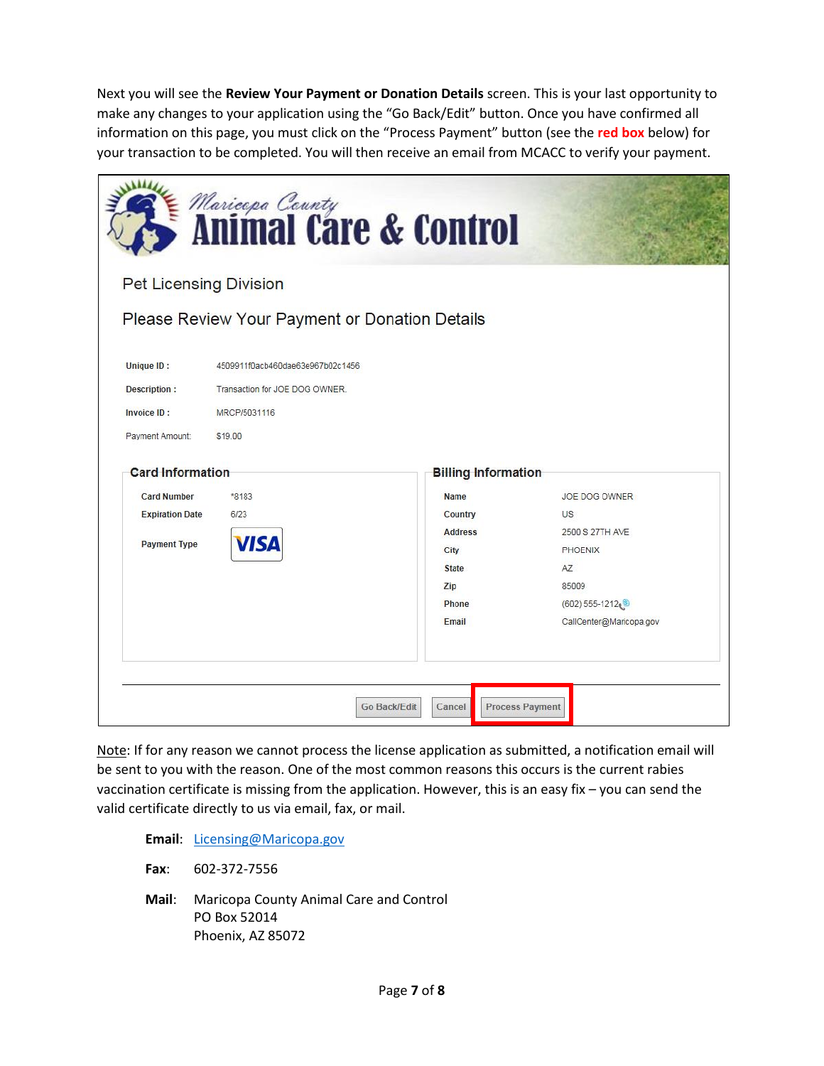Next you will see the **Review Your Payment or Donation Details** screen. This is your last opportunity to make any changes to your application using the "Go Back/Edit" button. Once you have confirmed all information on this page, you must click on the "Process Payment" button (see the **red box** below) for your transaction to be completed. You will then receive an email from MCACC to verify your payment.

Maricopa County Animal Care & Control

Pet Licensing Division

Please Review Your Payment or Donation Details

| | |
|---|---|
| **Unique ID :** | 4509911f0acb460dae63e967b02c1456 |
| **Description :** | Transaction for JOE DOG OWNER. |
| **Invoice ID :** | MRCP/5031116 |
| Payment Amount: | $19.00 |

**Card Information**

| | |
|---|---|
| **Card Number** | *8183 |
| **Expiration Date** | 6/23 |
| **Payment Type** | VISA |

**Billing Information**

| | |
|---|---|
| **Name** | JOE DOG OWNER |
| **Country** | US |
| **Address** | 2500 S 27TH AVE |
| **City** | PHOENIX |
| **State** | AZ |
| **Zip** | 85009 |
| **Phone** | (602) 555-1212 |
| **Email** | CallCenter@Maricopa.gov |

Go Back/Edit | Cancel | Process Payment

Note: If for any reason we cannot process the license application as submitted, a notification email will be sent to you with the reason. One of the most common reasons this occurs is the current rabies vaccination certificate is missing from the application. However, this is an easy fix – you can send the valid certificate directly to us via email, fax, or mail.

**Email**: Licensing@Maricopa.gov

**Fax**: 602-372-7556

**Mail**: Maricopa County Animal Care and Control
PO Box 52014
Phoenix, AZ 85072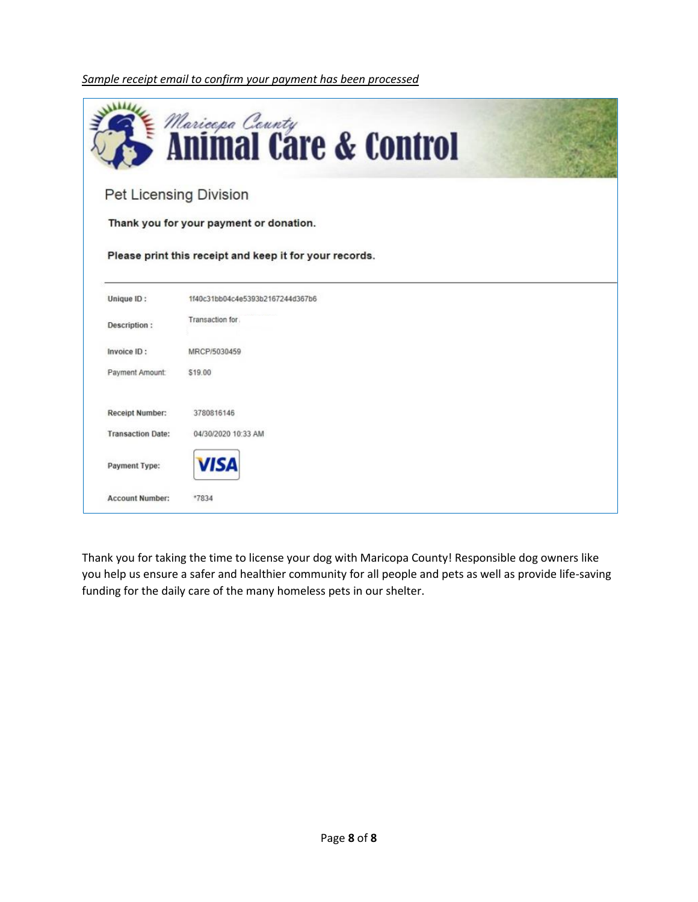*<u>Sample receipt email to confirm your payment has been processed</u>*

Maricopa County
**Animal Care & Control**

Pet Licensing Division

**Thank you for your payment or donation.**

**Please print this receipt and keep it for your records.**

| | |
|---|---|
| **Unique ID :** | 1f40c31bb04c4e5393b2167244d367b6 |
| **Description :** | Transaction for |
| **Invoice ID :** | MRCP/5030459 |
| Payment Amount: | $19.00 |
| **Receipt Number:** | 3780816146 |
| **Transaction Date:** | 04/30/2020 10:33 AM |
| **Payment Type:** | VISA |
| **Account Number:** | *7834 |

Thank you for taking the time to license your dog with Maricopa County! Responsible dog owners like you help us ensure a safer and healthier community for all people and pets as well as provide life-saving funding for the daily care of the many homeless pets in our shelter.